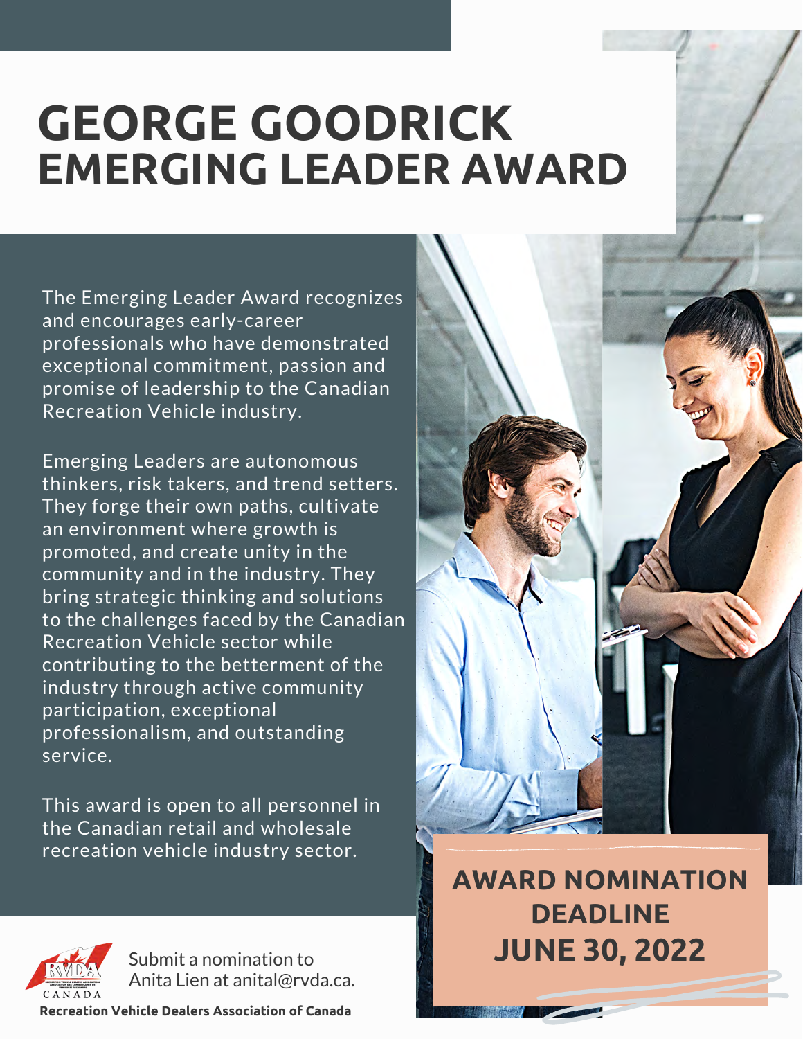# GEORGE GOODRICK EMERGING LEADER AWARD

The Emerging Leader Award recognizes and encourages early-career professionals who have demonstrated exceptional commitment, passion and promise of leadership to the Canadian Recreation Vehicle industry.

Emerging Leaders are autonomous thinkers, risk takers, and trend setters. They forge their own paths, cultivate an environment where growth is promoted, and create unity in the community and in the industry. They bring strategic thinking and solutions to the challenges faced by the Canadian Recreation Vehicle sector while contributing to the betterment of the industry through active community participation, exceptional professionalism, and outstanding service.

This award is open to all personnel in the Canadian retail and wholesale recreation vehicle industry sector.

## AWARD NOMINATION DEADLINE JUNE 30, 2022

Submit a nomination to Anita Lien at anital@rvda.ca.

**Recreation Vehicle Dealers Association of Canada**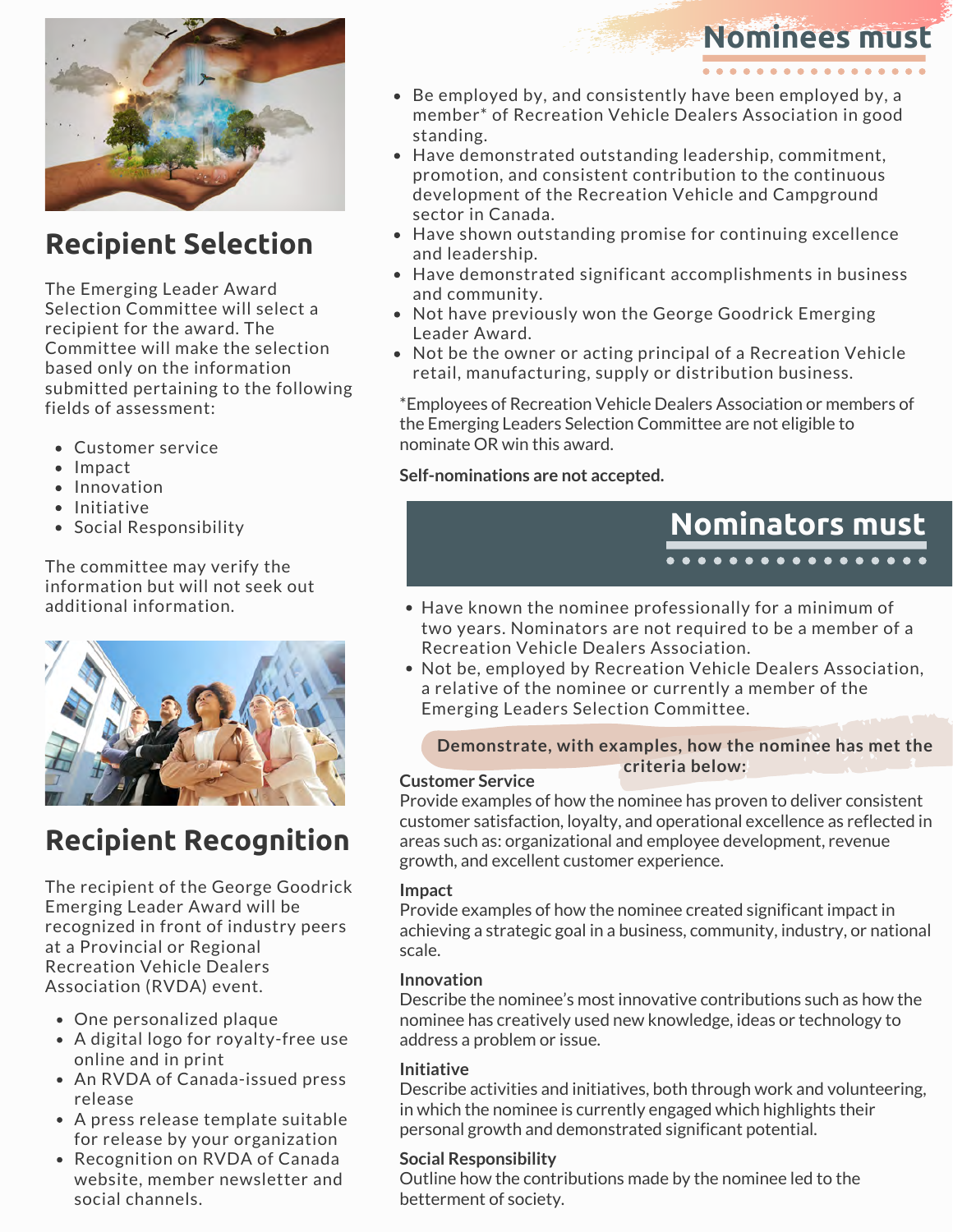## Recipient Selection

The Emerging Leader Award Selection Committee will select a recipient for the award. The Committee will make the selection based only on the information submitted pertaining to the following fields of assessment:

- Customer service
- Impact
- Innovation
- Initiative
- Social Responsibility

The committee may verify the information but will not seek out additional information.

## Recipient Recognition

The recipient of the George Goodrick Emerging Leader Award will be recognized in front of industry peers at a Provincial or Regional Recreation Vehicle Dealers Association (RVDA) event.

- One personalized plaque
- A digital logo for royalty-free use online and in print
- An RVDA of Canada-issued press release
- A press release template suitable for release by your organization
- Recognition on RVDA of Canada website, member newsletter and social channels.

## Nominees must

- Be employed by, and consistently have been employed by, a member* of Recreation Vehicle Dealers Association in good standing.
- Have demonstrated outstanding leadership, commitment, promotion, and consistent contribution to the continuous development of the Recreation Vehicle and Campground sector in Canada.
- Have shown outstanding promise for continuing excellence and leadership.
- Have demonstrated significant accomplishments in business and community.
- Not have previously won the George Goodrick Emerging Leader Award.
- Not be the owner or acting principal of a Recreation Vehicle retail, manufacturing, supply or distribution business.

*Employees of Recreation Vehicle Dealers Association or members of the Emerging Leaders Selection Committee are not eligible to nominate OR win this award.

**Self-nominations are not accepted.**

## Nominators must

- Have known the nominee professionally for a minimum of two years. Nominators are not required to be a member of a Recreation Vehicle Dealers Association.
- Not be, employed by Recreation Vehicle Dealers Association, a relative of the nominee or currently a member of the Emerging Leaders Selection Committee.

**Demonstrate, with examples, how the nominee has met the criteria below:**

**Customer Service**
Provide examples of how the nominee has proven to deliver consistent customer satisfaction, loyalty, and operational excellence as reflected in areas such as: organizational and employee development, revenue growth, and excellent customer experience.

**Impact**
Provide examples of how the nominee created significant impact in achieving a strategic goal in a business, community, industry, or national scale.

**Innovation**
Describe the nominee's most innovative contributions such as how the nominee has creatively used new knowledge, ideas or technology to address a problem or issue.

**Initiative**
Describe activities and initiatives, both through work and volunteering, in which the nominee is currently engaged which highlights their personal growth and demonstrated significant potential.

**Social Responsibility**
Outline how the contributions made by the nominee led to the betterment of society.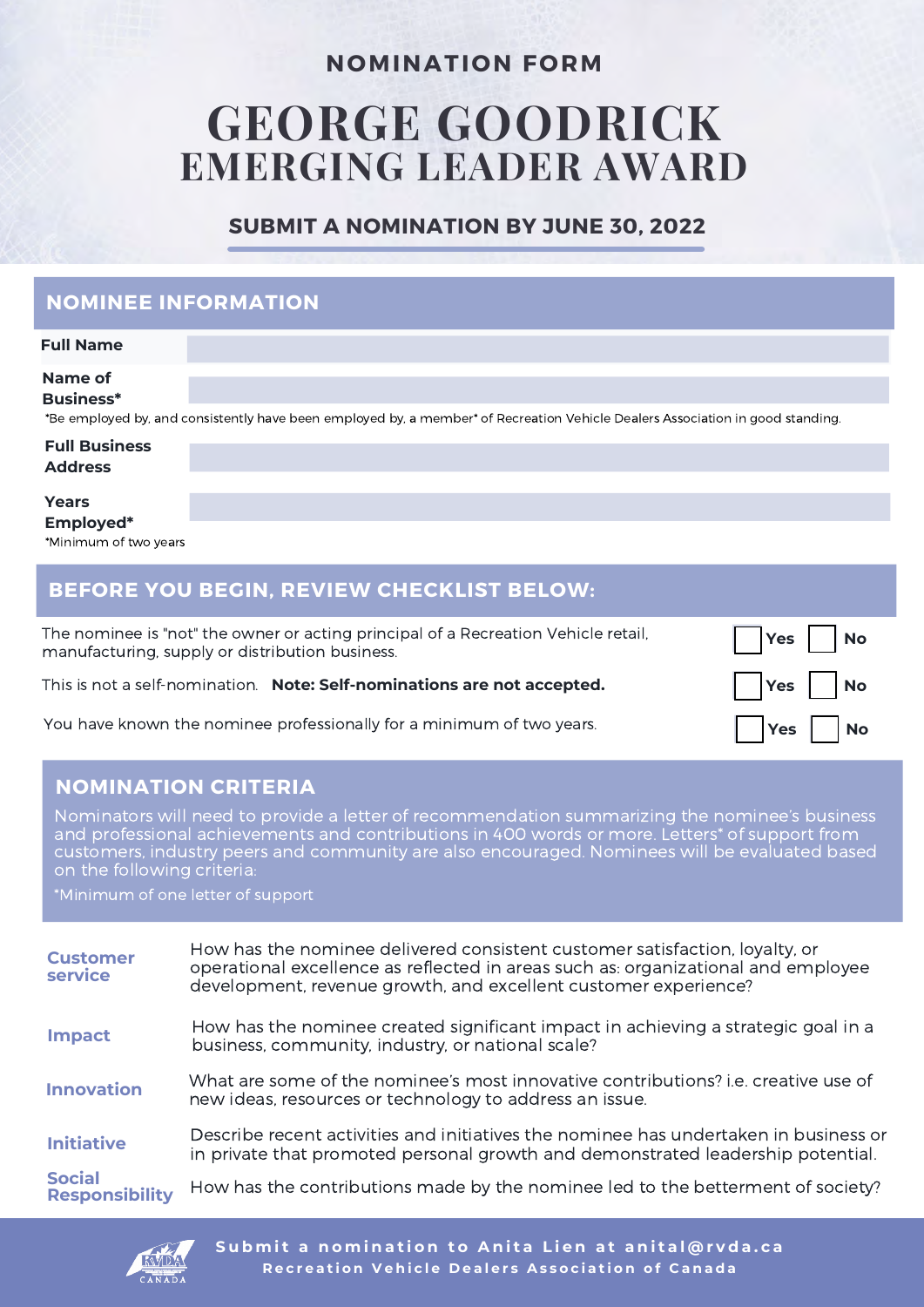NOMINATION FORM

# GEORGE GOODRICK EMERGING LEADER AWARD

**SUBMIT A NOMINATION BY JUNE 30, 2022**

## NOMINEE INFORMATION

| | |
|---|---|
| **Full Name** | |
| **Name of Business*** | |
| **Full Business Address** | |
| **Years Employed*** | |

*Be employed by, and consistently have been employed by, a member* of Recreation Vehicle Dealers Association in good standing.

*Minimum of two years

## BEFORE YOU BEGIN, REVIEW CHECKLIST BELOW:

| | | |
|---|---|---|
| The nominee is "not" the owner or acting principal of a Recreation Vehicle retail, manufacturing, supply or distribution business. | ☐ Yes | ☐ No |
| This is not a self-nomination. **Note: Self-nominations are not accepted.** | ☐ Yes | ☐ No |
| You have known the nominee professionally for a minimum of two years. | ☐ Yes | ☐ No |

## NOMINATION CRITERIA

Nominators will need to provide a letter of recommendation summarizing the nominee's business and professional achievements and contributions in 400 words or more. Letters* of support from customers, industry peers and community are also encouraged. Nominees will be evaluated based on the following criteria:

*Minimum of one letter of support

| | |
|---|---|
| **Customer service** | How has the nominee delivered consistent customer satisfaction, loyalty, or operational excellence as reflected in areas such as: organizational and employee development, revenue growth, and excellent customer experience? |
| **Impact** | How has the nominee created significant impact in achieving a strategic goal in a business, community, industry, or national scale? |
| **Innovation** | What are some of the nominee's most innovative contributions? i.e. creative use of new ideas, resources or technology to address an issue. |
| **Initiative** | Describe recent activities and initiatives the nominee has undertaken in business or in private that promoted personal growth and demonstrated leadership potential. |
| **Social Responsibility** | How has the contributions made by the nominee led to the betterment of society? |

**Submit a nomination to Anita Lien at anital@rvda.ca**

**Recreation Vehicle Dealers Association of Canada**